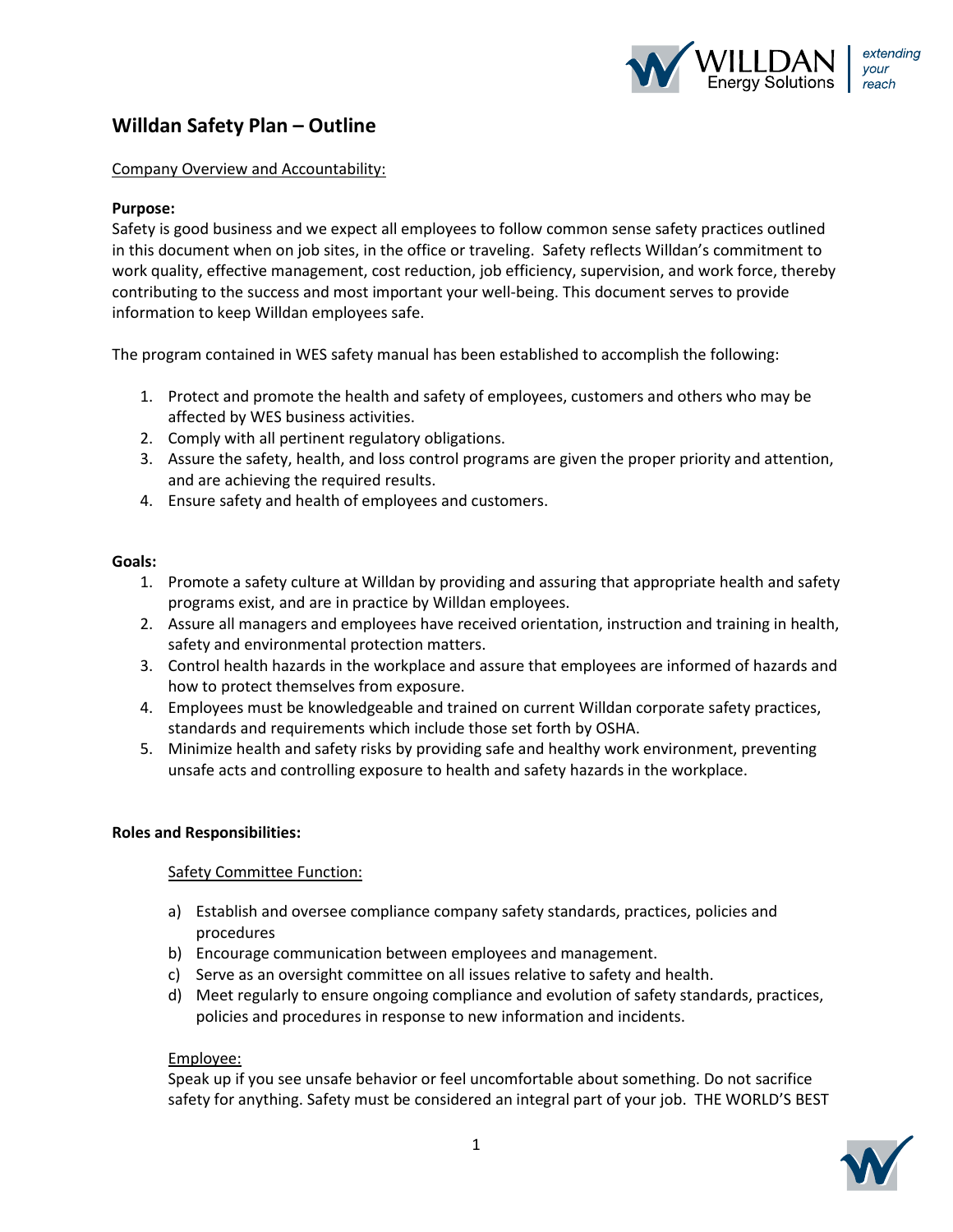# Willdan Safety Plan – Outline

<u>Company Overview and Accountability:</u>

**Purpose:**

Safety is good business and we expect all employees to follow common sense safety practices outlined in this document when on job sites, in the office or traveling. Safety reflects Willdan's commitment to work quality, effective management, cost reduction, job efficiency, supervision, and work force, thereby contributing to the success and most important your well-being. This document serves to provide information to keep Willdan employees safe.

The program contained in WES safety manual has been established to accomplish the following:

1. Protect and promote the health and safety of employees, customers and others who may be affected by WES business activities.
2. Comply with all pertinent regulatory obligations.
3. Assure the safety, health, and loss control programs are given the proper priority and attention, and are achieving the required results.
4. Ensure safety and health of employees and customers.

**Goals:**

1. Promote a safety culture at Willdan by providing and assuring that appropriate health and safety programs exist, and are in practice by Willdan employees.
2. Assure all managers and employees have received orientation, instruction and training in health, safety and environmental protection matters.
3. Control health hazards in the workplace and assure that employees are informed of hazards and how to protect themselves from exposure.
4. Employees must be knowledgeable and trained on current Willdan corporate safety practices, standards and requirements which include those set forth by OSHA.
5. Minimize health and safety risks by providing safe and healthy work environment, preventing unsafe acts and controlling exposure to health and safety hazards in the workplace.

**Roles and Responsibilities:**

<u>Safety Committee Function:</u>

a) Establish and oversee compliance company safety standards, practices, policies and procedures
b) Encourage communication between employees and management.
c) Serve as an oversight committee on all issues relative to safety and health.
d) Meet regularly to ensure ongoing compliance and evolution of safety standards, practices, policies and procedures in response to new information and incidents.

<u>Employee:</u>

Speak up if you see unsafe behavior or feel uncomfortable about something. Do not sacrifice safety for anything. Safety must be considered an integral part of your job. THE WORLD'S BEST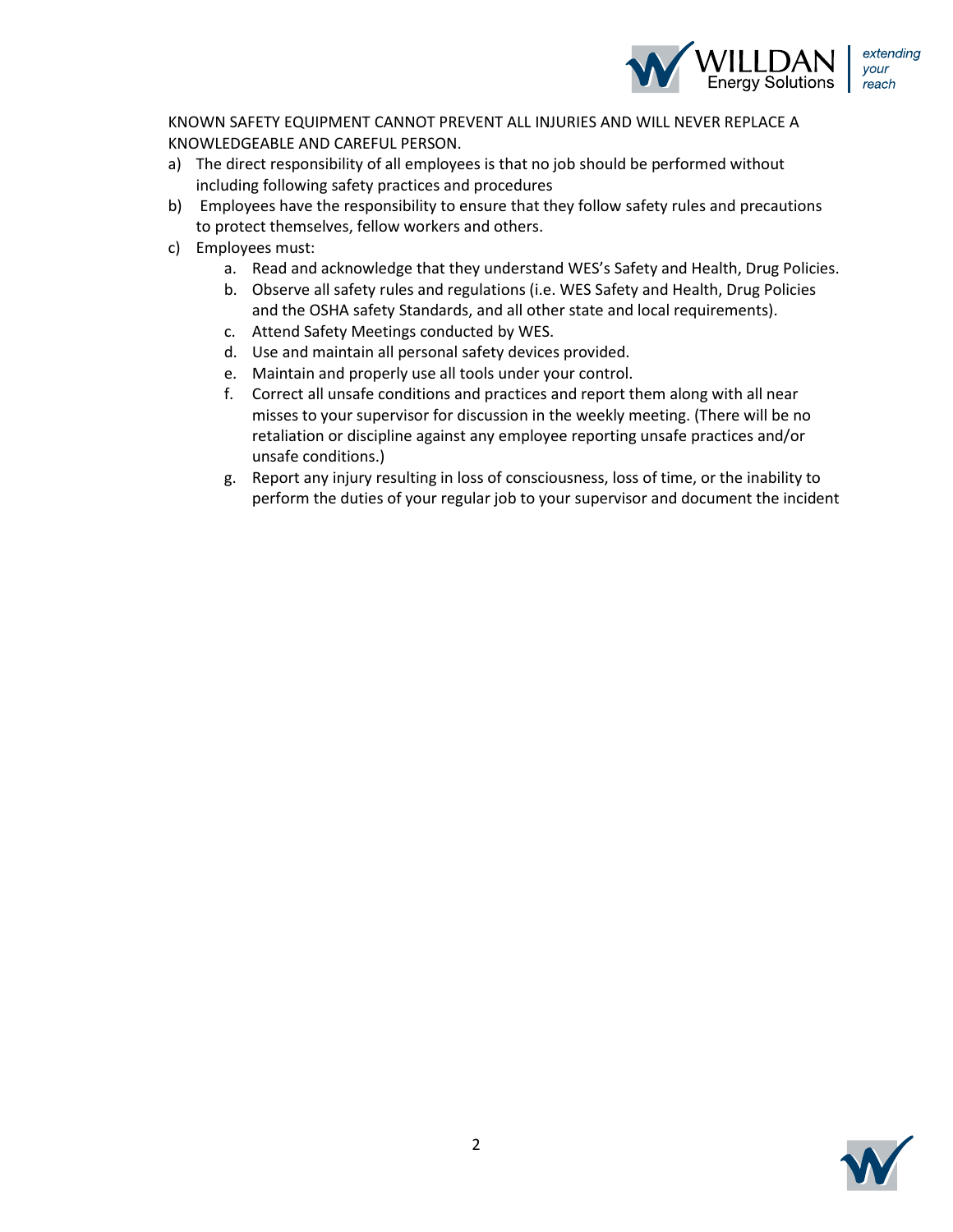KNOWN SAFETY EQUIPMENT CANNOT PREVENT ALL INJURIES AND WILL NEVER REPLACE A KNOWLEDGEABLE AND CAREFUL PERSON.

a) The direct responsibility of all employees is that no job should be performed without including following safety practices and procedures
b) Employees have the responsibility to ensure that they follow safety rules and precautions to protect themselves, fellow workers and others.
c) Employees must:
   a. Read and acknowledge that they understand WES's Safety and Health, Drug Policies.
   b. Observe all safety rules and regulations (i.e. WES Safety and Health, Drug Policies and the OSHA safety Standards, and all other state and local requirements).
   c. Attend Safety Meetings conducted by WES.
   d. Use and maintain all personal safety devices provided.
   e. Maintain and properly use all tools under your control.
   f. Correct all unsafe conditions and practices and report them along with all near misses to your supervisor for discussion in the weekly meeting. (There will be no retaliation or discipline against any employee reporting unsafe practices and/or unsafe conditions.)
   g. Report any injury resulting in loss of consciousness, loss of time, or the inability to perform the duties of your regular job to your supervisor and document the incident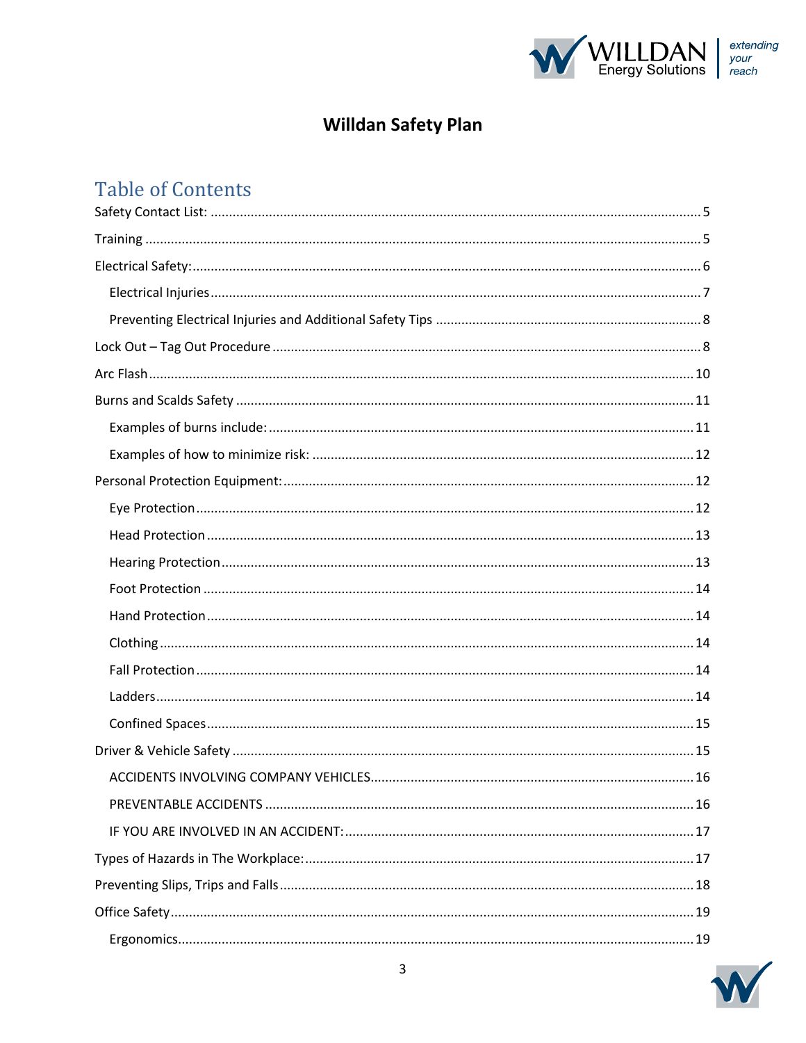# Willdan Safety Plan

## Table of Contents

Safety Contact List: ..... 5

Training ..... 5

Electrical Safety: ..... 6

- Electrical Injuries ..... 7
- Preventing Electrical Injuries and Additional Safety Tips ..... 8

Lock Out – Tag Out Procedure ..... 8

Arc Flash ..... 10

Burns and Scalds Safety ..... 11

- Examples of burns include: ..... 11
- Examples of how to minimize risk: ..... 12

Personal Protection Equipment: ..... 12

- Eye Protection ..... 12
- Head Protection ..... 13
- Hearing Protection ..... 13
- Foot Protection ..... 14
- Hand Protection ..... 14
- Clothing ..... 14
- Fall Protection ..... 14
- Ladders ..... 14
- Confined Spaces ..... 15

Driver & Vehicle Safety ..... 15

- ACCIDENTS INVOLVING COMPANY VEHICLES ..... 16
- PREVENTABLE ACCIDENTS ..... 16
- IF YOU ARE INVOLVED IN AN ACCIDENT: ..... 17

Types of Hazards in The Workplace: ..... 17

Preventing Slips, Trips and Falls ..... 18

Office Safety ..... 19

- Ergonomics ..... 19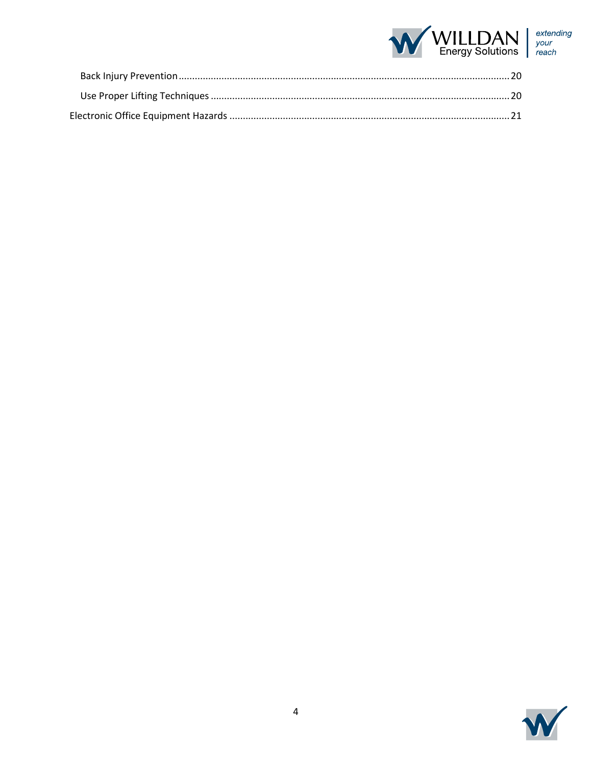- Back Injury Prevention ........ 20
- Use Proper Lifting Techniques ........ 20

Electronic Office Equipment Hazards ........ 21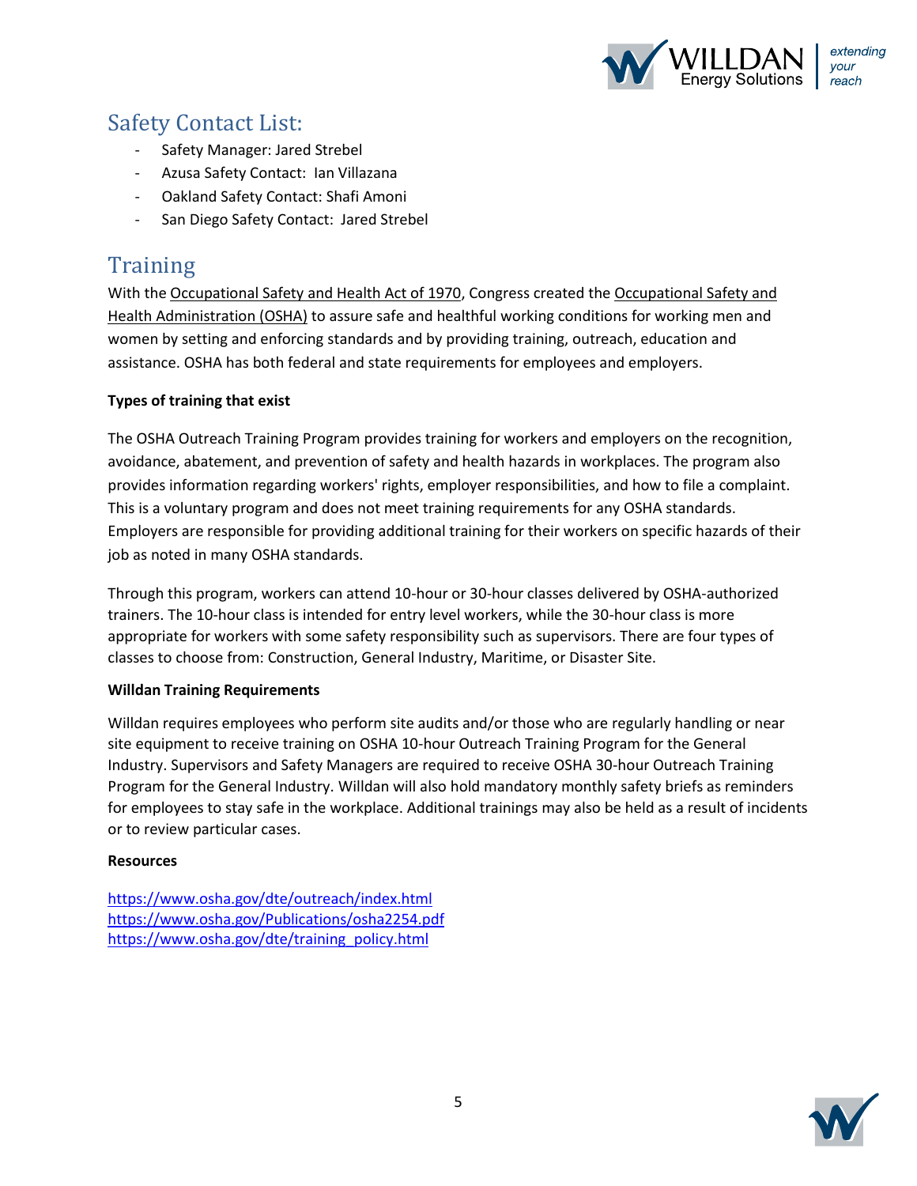## Safety Contact List:

- Safety Manager: Jared Strebel
- Azusa Safety Contact: Ian Villazana
- Oakland Safety Contact: Shafi Amoni
- San Diego Safety Contact: Jared Strebel

## Training

With the Occupational Safety and Health Act of 1970, Congress created the Occupational Safety and Health Administration (OSHA) to assure safe and healthful working conditions for working men and women by setting and enforcing standards and by providing training, outreach, education and assistance. OSHA has both federal and state requirements for employees and employers.

**Types of training that exist**

The OSHA Outreach Training Program provides training for workers and employers on the recognition, avoidance, abatement, and prevention of safety and health hazards in workplaces. The program also provides information regarding workers' rights, employer responsibilities, and how to file a complaint. This is a voluntary program and does not meet training requirements for any OSHA standards. Employers are responsible for providing additional training for their workers on specific hazards of their job as noted in many OSHA standards.

Through this program, workers can attend 10-hour or 30-hour classes delivered by OSHA-authorized trainers. The 10-hour class is intended for entry level workers, while the 30-hour class is more appropriate for workers with some safety responsibility such as supervisors. There are four types of classes to choose from: Construction, General Industry, Maritime, or Disaster Site.

**Willdan Training Requirements**

Willdan requires employees who perform site audits and/or those who are regularly handling or near site equipment to receive training on OSHA 10-hour Outreach Training Program for the General Industry. Supervisors and Safety Managers are required to receive OSHA 30-hour Outreach Training Program for the General Industry. Willdan will also hold mandatory monthly safety briefs as reminders for employees to stay safe in the workplace. Additional trainings may also be held as a result of incidents or to review particular cases.

**Resources**

https://www.osha.gov/dte/outreach/index.html
https://www.osha.gov/Publications/osha2254.pdf
https://www.osha.gov/dte/training_policy.html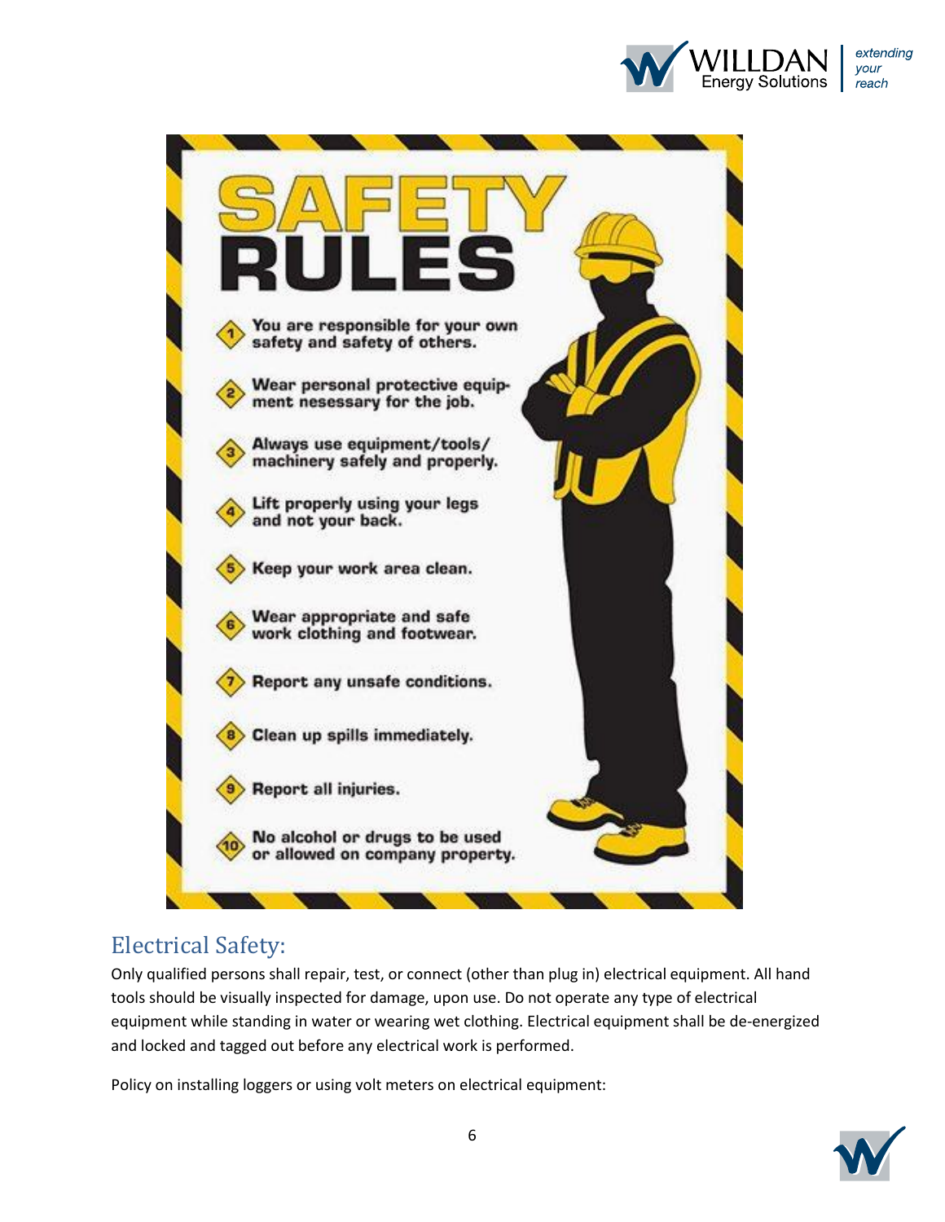# SAFETY RULES

1. You are responsible for your own safety and safety of others.
2. Wear personal protective equipment nesessary for the job.
3. Always use equipment/tools/machinery safely and properly.
4. Lift properly using your legs and not your back.
5. Keep your work area clean.
6. Wear appropriate and safe work clothing and footwear.
7. Report any unsafe conditions.
8. Clean up spills immediately.
9. Report all injuries.
10. No alcohol or drugs to be used or allowed on company property.

## Electrical Safety:

Only qualified persons shall repair, test, or connect (other than plug in) electrical equipment. All hand tools should be visually inspected for damage, upon use. Do not operate any type of electrical equipment while standing in water or wearing wet clothing. Electrical equipment shall be de-energized and locked and tagged out before any electrical work is performed.

Policy on installing loggers or using volt meters on electrical equipment: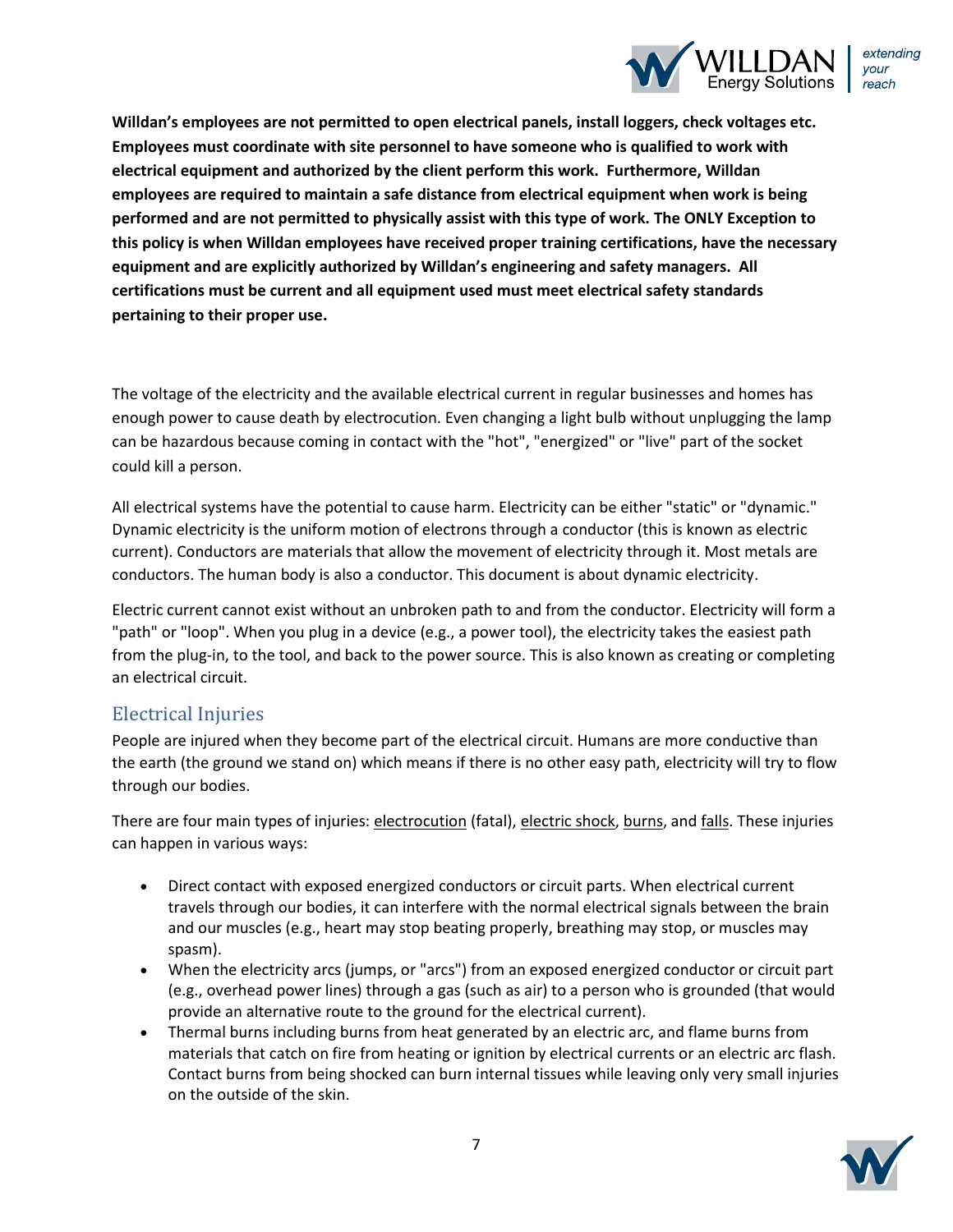**Willdan's employees are not permitted to open electrical panels, install loggers, check voltages etc. Employees must coordinate with site personnel to have someone who is qualified to work with electrical equipment and authorized by the client perform this work. Furthermore, Willdan employees are required to maintain a safe distance from electrical equipment when work is being performed and are not permitted to physically assist with this type of work. The ONLY Exception to this policy is when Willdan employees have received proper training certifications, have the necessary equipment and are explicitly authorized by Willdan's engineering and safety managers. All certifications must be current and all equipment used must meet electrical safety standards pertaining to their proper use.**

The voltage of the electricity and the available electrical current in regular businesses and homes has enough power to cause death by electrocution. Even changing a light bulb without unplugging the lamp can be hazardous because coming in contact with the "hot", "energized" or "live" part of the socket could kill a person.

All electrical systems have the potential to cause harm. Electricity can be either "static" or "dynamic." Dynamic electricity is the uniform motion of electrons through a conductor (this is known as electric current). Conductors are materials that allow the movement of electricity through it. Most metals are conductors. The human body is also a conductor. This document is about dynamic electricity.

Electric current cannot exist without an unbroken path to and from the conductor. Electricity will form a "path" or "loop". When you plug in a device (e.g., a power tool), the electricity takes the easiest path from the plug-in, to the tool, and back to the power source. This is also known as creating or completing an electrical circuit.

## Electrical Injuries

People are injured when they become part of the electrical circuit. Humans are more conductive than the earth (the ground we stand on) which means if there is no other easy path, electricity will try to flow through our bodies.

There are four main types of injuries: electrocution (fatal), electric shock, burns, and falls. These injuries can happen in various ways:

- Direct contact with exposed energized conductors or circuit parts. When electrical current travels through our bodies, it can interfere with the normal electrical signals between the brain and our muscles (e.g., heart may stop beating properly, breathing may stop, or muscles may spasm).
- When the electricity arcs (jumps, or "arcs") from an exposed energized conductor or circuit part (e.g., overhead power lines) through a gas (such as air) to a person who is grounded (that would provide an alternative route to the ground for the electrical current).
- Thermal burns including burns from heat generated by an electric arc, and flame burns from materials that catch on fire from heating or ignition by electrical currents or an electric arc flash. Contact burns from being shocked can burn internal tissues while leaving only very small injuries on the outside of the skin.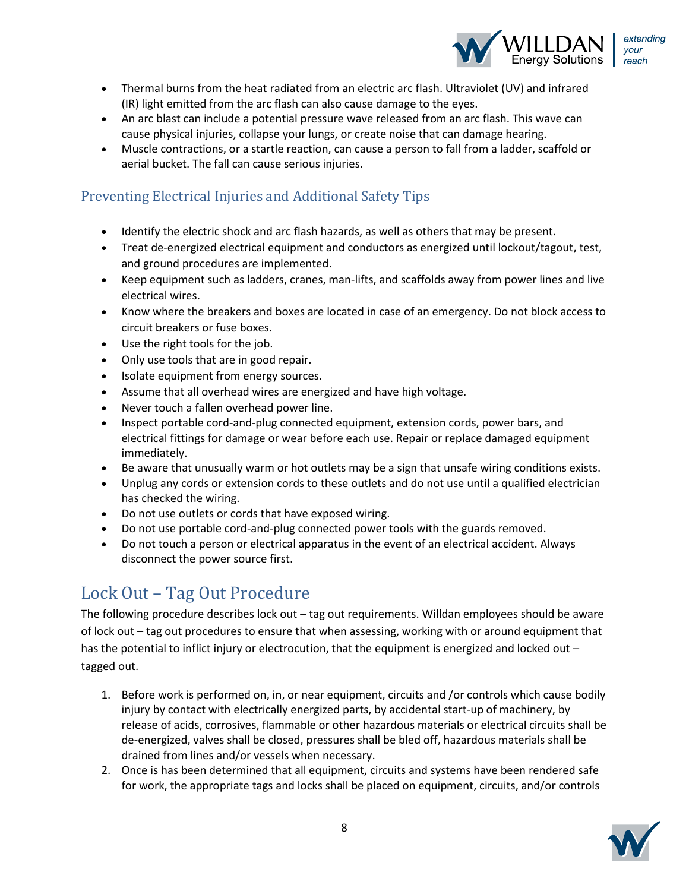- Thermal burns from the heat radiated from an electric arc flash. Ultraviolet (UV) and infrared (IR) light emitted from the arc flash can also cause damage to the eyes.
- An arc blast can include a potential pressure wave released from an arc flash. This wave can cause physical injuries, collapse your lungs, or create noise that can damage hearing.
- Muscle contractions, or a startle reaction, can cause a person to fall from a ladder, scaffold or aerial bucket. The fall can cause serious injuries.

### Preventing Electrical Injuries and Additional Safety Tips

- Identify the electric shock and arc flash hazards, as well as others that may be present.
- Treat de-energized electrical equipment and conductors as energized until lockout/tagout, test, and ground procedures are implemented.
- Keep equipment such as ladders, cranes, man-lifts, and scaffolds away from power lines and live electrical wires.
- Know where the breakers and boxes are located in case of an emergency. Do not block access to circuit breakers or fuse boxes.
- Use the right tools for the job.
- Only use tools that are in good repair.
- Isolate equipment from energy sources.
- Assume that all overhead wires are energized and have high voltage.
- Never touch a fallen overhead power line.
- Inspect portable cord-and-plug connected equipment, extension cords, power bars, and electrical fittings for damage or wear before each use. Repair or replace damaged equipment immediately.
- Be aware that unusually warm or hot outlets may be a sign that unsafe wiring conditions exists.
- Unplug any cords or extension cords to these outlets and do not use until a qualified electrician has checked the wiring.
- Do not use outlets or cords that have exposed wiring.
- Do not use portable cord-and-plug connected power tools with the guards removed.
- Do not touch a person or electrical apparatus in the event of an electrical accident. Always disconnect the power source first.

## Lock Out – Tag Out Procedure

The following procedure describes lock out – tag out requirements. Willdan employees should be aware of lock out – tag out procedures to ensure that when assessing, working with or around equipment that has the potential to inflict injury or electrocution, that the equipment is energized and locked out – tagged out.

1. Before work is performed on, in, or near equipment, circuits and /or controls which cause bodily injury by contact with electrically energized parts, by accidental start-up of machinery, by release of acids, corrosives, flammable or other hazardous materials or electrical circuits shall be de-energized, valves shall be closed, pressures shall be bled off, hazardous materials shall be drained from lines and/or vessels when necessary.
2. Once is has been determined that all equipment, circuits and systems have been rendered safe for work, the appropriate tags and locks shall be placed on equipment, circuits, and/or controls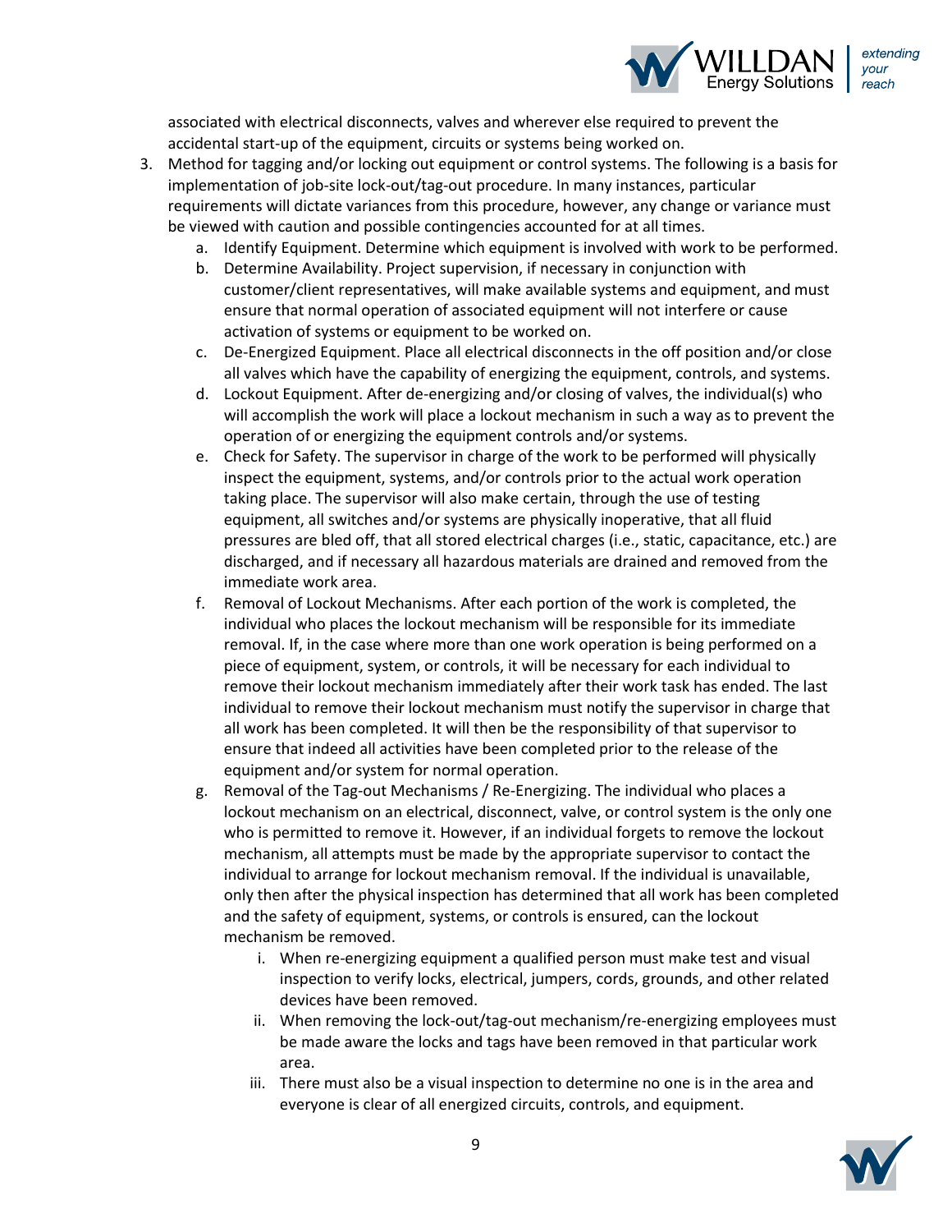associated with electrical disconnects, valves and wherever else required to prevent the accidental start-up of the equipment, circuits or systems being worked on.

3. Method for tagging and/or locking out equipment or control systems. The following is a basis for implementation of job-site lock-out/tag-out procedure. In many instances, particular requirements will dictate variances from this procedure, however, any change or variance must be viewed with caution and possible contingencies accounted for at all times.
    a. Identify Equipment. Determine which equipment is involved with work to be performed.
    b. Determine Availability. Project supervision, if necessary in conjunction with customer/client representatives, will make available systems and equipment, and must ensure that normal operation of associated equipment will not interfere or cause activation of systems or equipment to be worked on.
    c. De-Energized Equipment. Place all electrical disconnects in the off position and/or close all valves which have the capability of energizing the equipment, controls, and systems.
    d. Lockout Equipment. After de-energizing and/or closing of valves, the individual(s) who will accomplish the work will place a lockout mechanism in such a way as to prevent the operation of or energizing the equipment controls and/or systems.
    e. Check for Safety. The supervisor in charge of the work to be performed will physically inspect the equipment, systems, and/or controls prior to the actual work operation taking place. The supervisor will also make certain, through the use of testing equipment, all switches and/or systems are physically inoperative, that all fluid pressures are bled off, that all stored electrical charges (i.e., static, capacitance, etc.) are discharged, and if necessary all hazardous materials are drained and removed from the immediate work area.
    f. Removal of Lockout Mechanisms. After each portion of the work is completed, the individual who places the lockout mechanism will be responsible for its immediate removal. If, in the case where more than one work operation is being performed on a piece of equipment, system, or controls, it will be necessary for each individual to remove their lockout mechanism immediately after their work task has ended. The last individual to remove their lockout mechanism must notify the supervisor in charge that all work has been completed. It will then be the responsibility of that supervisor to ensure that indeed all activities have been completed prior to the release of the equipment and/or system for normal operation.
    g. Removal of the Tag-out Mechanisms / Re-Energizing. The individual who places a lockout mechanism on an electrical, disconnect, valve, or control system is the only one who is permitted to remove it. However, if an individual forgets to remove the lockout mechanism, all attempts must be made by the appropriate supervisor to contact the individual to arrange for lockout mechanism removal. If the individual is unavailable, only then after the physical inspection has determined that all work has been completed and the safety of equipment, systems, or controls is ensured, can the lockout mechanism be removed.
        i. When re-energizing equipment a qualified person must make test and visual inspection to verify locks, electrical, jumpers, cords, grounds, and other related devices have been removed.
        ii. When removing the lock-out/tag-out mechanism/re-energizing employees must be made aware the locks and tags have been removed in that particular work area.
        iii. There must also be a visual inspection to determine no one is in the area and everyone is clear of all energized circuits, controls, and equipment.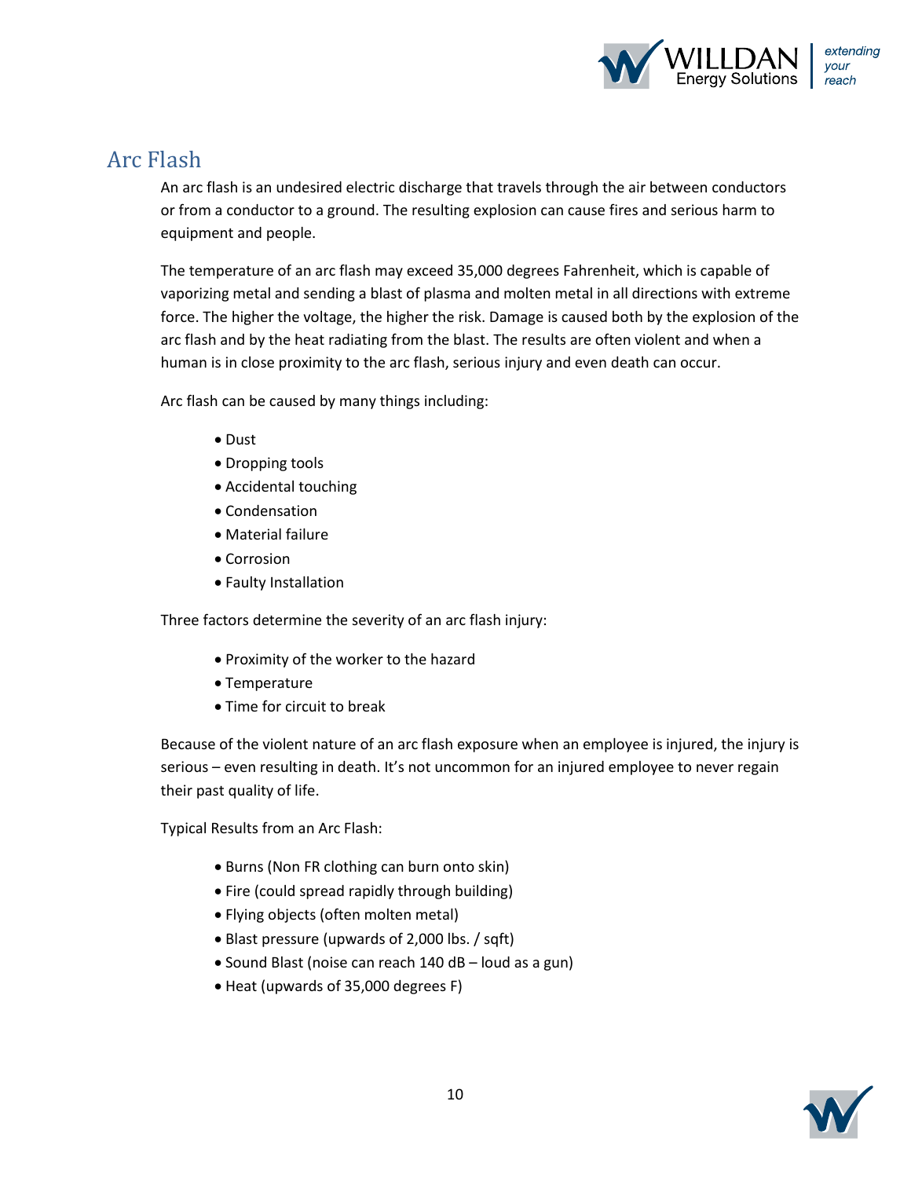## Arc Flash

An arc flash is an undesired electric discharge that travels through the air between conductors or from a conductor to a ground. The resulting explosion can cause fires and serious harm to equipment and people.

The temperature of an arc flash may exceed 35,000 degrees Fahrenheit, which is capable of vaporizing metal and sending a blast of plasma and molten metal in all directions with extreme force. The higher the voltage, the higher the risk. Damage is caused both by the explosion of the arc flash and by the heat radiating from the blast. The results are often violent and when a human is in close proximity to the arc flash, serious injury and even death can occur.

Arc flash can be caused by many things including:

- Dust
- Dropping tools
- Accidental touching
- Condensation
- Material failure
- Corrosion
- Faulty Installation

Three factors determine the severity of an arc flash injury:

- Proximity of the worker to the hazard
- Temperature
- Time for circuit to break

Because of the violent nature of an arc flash exposure when an employee is injured, the injury is serious – even resulting in death. It's not uncommon for an injured employee to never regain their past quality of life.

Typical Results from an Arc Flash:

- Burns (Non FR clothing can burn onto skin)
- Fire (could spread rapidly through building)
- Flying objects (often molten metal)
- Blast pressure (upwards of 2,000 lbs. / sqft)
- Sound Blast (noise can reach 140 dB – loud as a gun)
- Heat (upwards of 35,000 degrees F)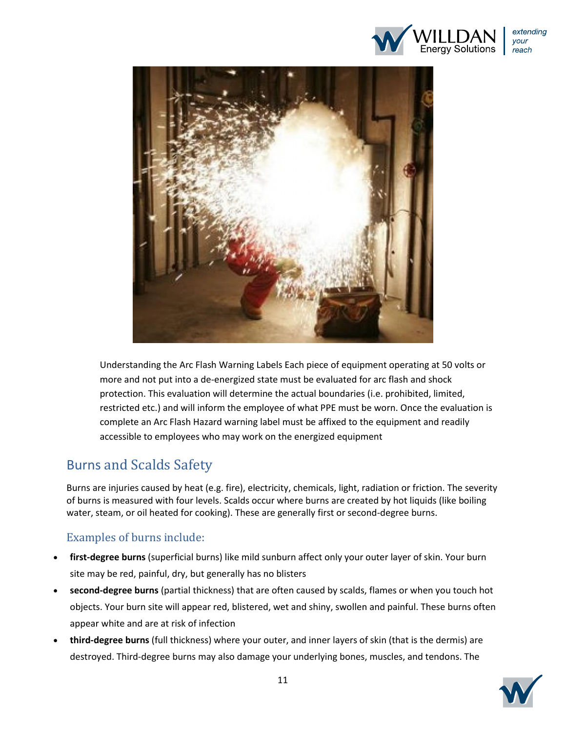Understanding the Arc Flash Warning Labels Each piece of equipment operating at 50 volts or more and not put into a de-energized state must be evaluated for arc flash and shock protection. This evaluation will determine the actual boundaries (i.e. prohibited, limited, restricted etc.) and will inform the employee of what PPE must be worn. Once the evaluation is complete an Arc Flash Hazard warning label must be affixed to the equipment and readily accessible to employees who may work on the energized equipment

## Burns and Scalds Safety

Burns are injuries caused by heat (e.g. fire), electricity, chemicals, light, radiation or friction. The severity of burns is measured with four levels. Scalds occur where burns are created by hot liquids (like boiling water, steam, or oil heated for cooking). These are generally first or second-degree burns.

### Examples of burns include:

- **first-degree burns** (superficial burns) like mild sunburn affect only your outer layer of skin. Your burn site may be red, painful, dry, but generally has no blisters
- **second-degree burns** (partial thickness) that are often caused by scalds, flames or when you touch hot objects. Your burn site will appear red, blistered, wet and shiny, swollen and painful. These burns often appear white and are at risk of infection
- **third-degree burns** (full thickness) where your outer, and inner layers of skin (that is the dermis) are destroyed. Third-degree burns may also damage your underlying bones, muscles, and tendons. The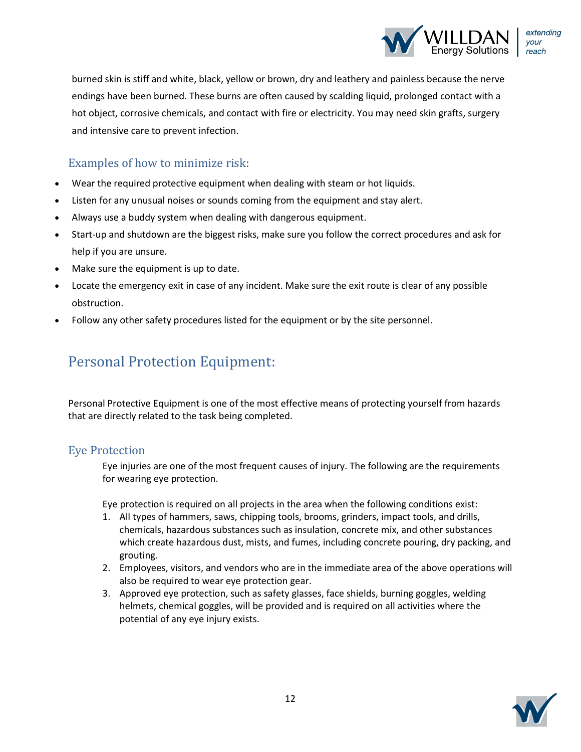burned skin is stiff and white, black, yellow or brown, dry and leathery and painless because the nerve endings have been burned. These burns are often caused by scalding liquid, prolonged contact with a hot object, corrosive chemicals, and contact with fire or electricity. You may need skin grafts, surgery and intensive care to prevent infection.

### Examples of how to minimize risk:

- Wear the required protective equipment when dealing with steam or hot liquids.
- Listen for any unusual noises or sounds coming from the equipment and stay alert.
- Always use a buddy system when dealing with dangerous equipment.
- Start-up and shutdown are the biggest risks, make sure you follow the correct procedures and ask for help if you are unsure.
- Make sure the equipment is up to date.
- Locate the emergency exit in case of any incident. Make sure the exit route is clear of any possible obstruction.
- Follow any other safety procedures listed for the equipment or by the site personnel.

## Personal Protection Equipment:

Personal Protective Equipment is one of the most effective means of protecting yourself from hazards that are directly related to the task being completed.

### Eye Protection

Eye injuries are one of the most frequent causes of injury. The following are the requirements for wearing eye protection.

Eye protection is required on all projects in the area when the following conditions exist:

1. All types of hammers, saws, chipping tools, brooms, grinders, impact tools, and drills, chemicals, hazardous substances such as insulation, concrete mix, and other substances which create hazardous dust, mists, and fumes, including concrete pouring, dry packing, and grouting.
2. Employees, visitors, and vendors who are in the immediate area of the above operations will also be required to wear eye protection gear.
3. Approved eye protection, such as safety glasses, face shields, burning goggles, welding helmets, chemical goggles, will be provided and is required on all activities where the potential of any eye injury exists.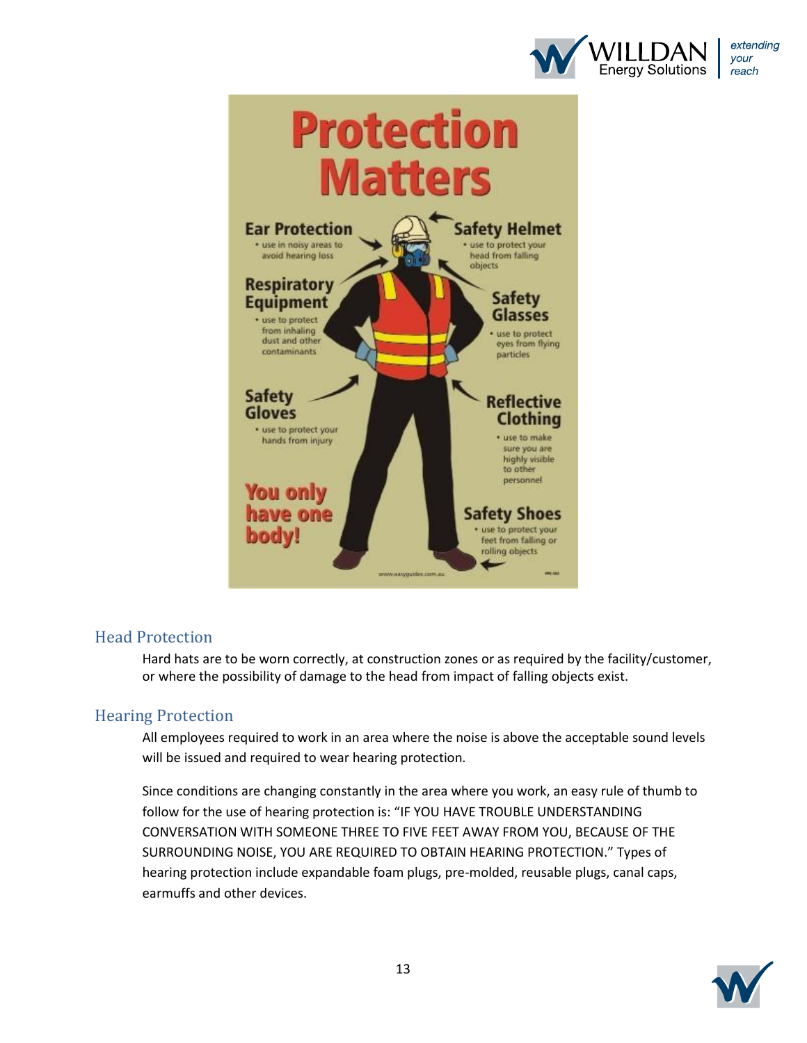## Head Protection

Hard hats are to be worn correctly, at construction zones or as required by the facility/customer, or where the possibility of damage to the head from impact of falling objects exist.

## Hearing Protection

All employees required to work in an area where the noise is above the acceptable sound levels will be issued and required to wear hearing protection.

Since conditions are changing constantly in the area where you work, an easy rule of thumb to follow for the use of hearing protection is: "IF YOU HAVE TROUBLE UNDERSTANDING CONVERSATION WITH SOMEONE THREE TO FIVE FEET AWAY FROM YOU, BECAUSE OF THE SURROUNDING NOISE, YOU ARE REQUIRED TO OBTAIN HEARING PROTECTION." Types of hearing protection include expandable foam plugs, pre-molded, reusable plugs, canal caps, earmuffs and other devices.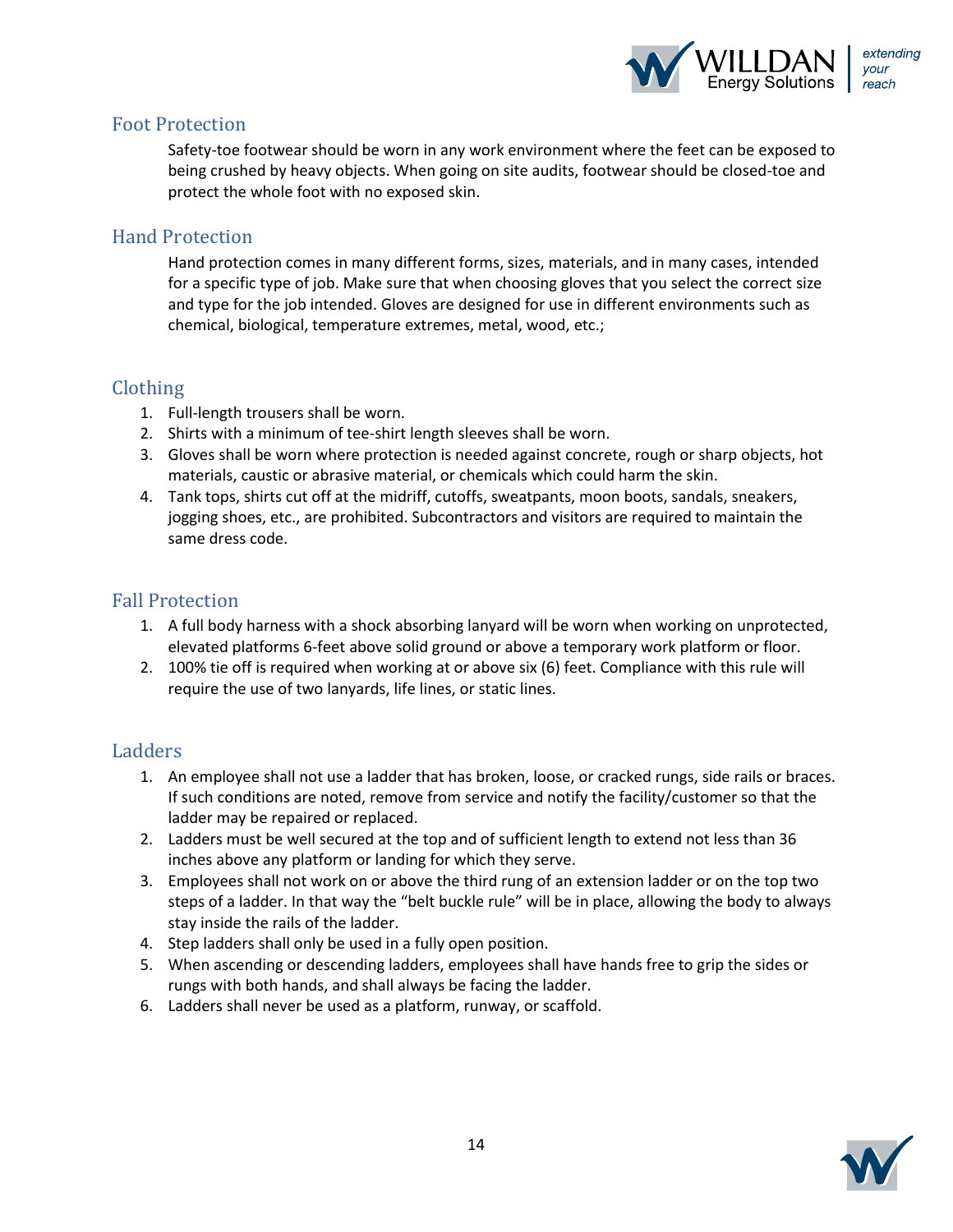## Foot Protection

Safety-toe footwear should be worn in any work environment where the feet can be exposed to being crushed by heavy objects. When going on site audits, footwear should be closed-toe and protect the whole foot with no exposed skin.

## Hand Protection

Hand protection comes in many different forms, sizes, materials, and in many cases, intended for a specific type of job. Make sure that when choosing gloves that you select the correct size and type for the job intended. Gloves are designed for use in different environments such as chemical, biological, temperature extremes, metal, wood, etc.;

## Clothing

1. Full-length trousers shall be worn.
2. Shirts with a minimum of tee-shirt length sleeves shall be worn.
3. Gloves shall be worn where protection is needed against concrete, rough or sharp objects, hot materials, caustic or abrasive material, or chemicals which could harm the skin.
4. Tank tops, shirts cut off at the midriff, cutoffs, sweatpants, moon boots, sandals, sneakers, jogging shoes, etc., are prohibited. Subcontractors and visitors are required to maintain the same dress code.

## Fall Protection

1. A full body harness with a shock absorbing lanyard will be worn when working on unprotected, elevated platforms 6-feet above solid ground or above a temporary work platform or floor.
2. 100% tie off is required when working at or above six (6) feet. Compliance with this rule will require the use of two lanyards, life lines, or static lines.

## Ladders

1. An employee shall not use a ladder that has broken, loose, or cracked rungs, side rails or braces. If such conditions are noted, remove from service and notify the facility/customer so that the ladder may be repaired or replaced.
2. Ladders must be well secured at the top and of sufficient length to extend not less than 36 inches above any platform or landing for which they serve.
3. Employees shall not work on or above the third rung of an extension ladder or on the top two steps of a ladder. In that way the "belt buckle rule" will be in place, allowing the body to always stay inside the rails of the ladder.
4. Step ladders shall only be used in a fully open position.
5. When ascending or descending ladders, employees shall have hands free to grip the sides or rungs with both hands, and shall always be facing the ladder.
6. Ladders shall never be used as a platform, runway, or scaffold.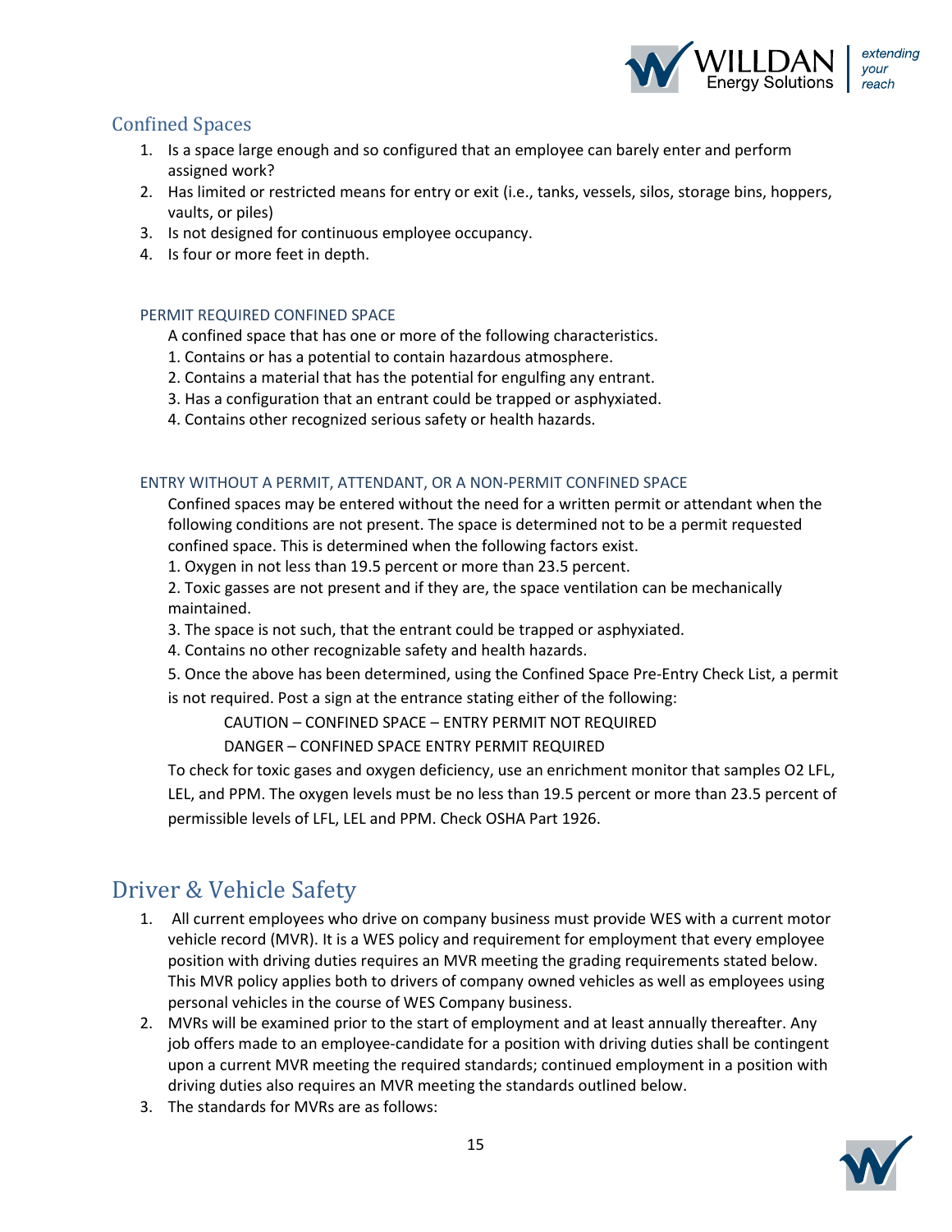## Confined Spaces

1. Is a space large enough and so configured that an employee can barely enter and perform assigned work?
2. Has limited or restricted means for entry or exit (i.e., tanks, vessels, silos, storage bins, hoppers, vaults, or piles)
3. Is not designed for continuous employee occupancy.
4. Is four or more feet in depth.

### PERMIT REQUIRED CONFINED SPACE

A confined space that has one or more of the following characteristics.

1. Contains or has a potential to contain hazardous atmosphere.
2. Contains a material that has the potential for engulfing any entrant.
3. Has a configuration that an entrant could be trapped or asphyxiated.
4. Contains other recognized serious safety or health hazards.

### ENTRY WITHOUT A PERMIT, ATTENDANT, OR A NON-PERMIT CONFINED SPACE

Confined spaces may be entered without the need for a written permit or attendant when the following conditions are not present. The space is determined not to be a permit requested confined space. This is determined when the following factors exist.

1. Oxygen in not less than 19.5 percent or more than 23.5 percent.
2. Toxic gasses are not present and if they are, the space ventilation can be mechanically maintained.
3. The space is not such, that the entrant could be trapped or asphyxiated.
4. Contains no other recognizable safety and health hazards.
5. Once the above has been determined, using the Confined Space Pre-Entry Check List, a permit is not required. Post a sign at the entrance stating either of the following:

   CAUTION – CONFINED SPACE – ENTRY PERMIT NOT REQUIRED

   DANGER – CONFINED SPACE ENTRY PERMIT REQUIRED

To check for toxic gases and oxygen deficiency, use an enrichment monitor that samples O2 LFL, LEL, and PPM. The oxygen levels must be no less than 19.5 percent or more than 23.5 percent of permissible levels of LFL, LEL and PPM. Check OSHA Part 1926.

## Driver & Vehicle Safety

1. All current employees who drive on company business must provide WES with a current motor vehicle record (MVR). It is a WES policy and requirement for employment that every employee position with driving duties requires an MVR meeting the grading requirements stated below. This MVR policy applies both to drivers of company owned vehicles as well as employees using personal vehicles in the course of WES Company business.
2. MVRs will be examined prior to the start of employment and at least annually thereafter. Any job offers made to an employee-candidate for a position with driving duties shall be contingent upon a current MVR meeting the required standards; continued employment in a position with driving duties also requires an MVR meeting the standards outlined below.
3. The standards for MVRs are as follows: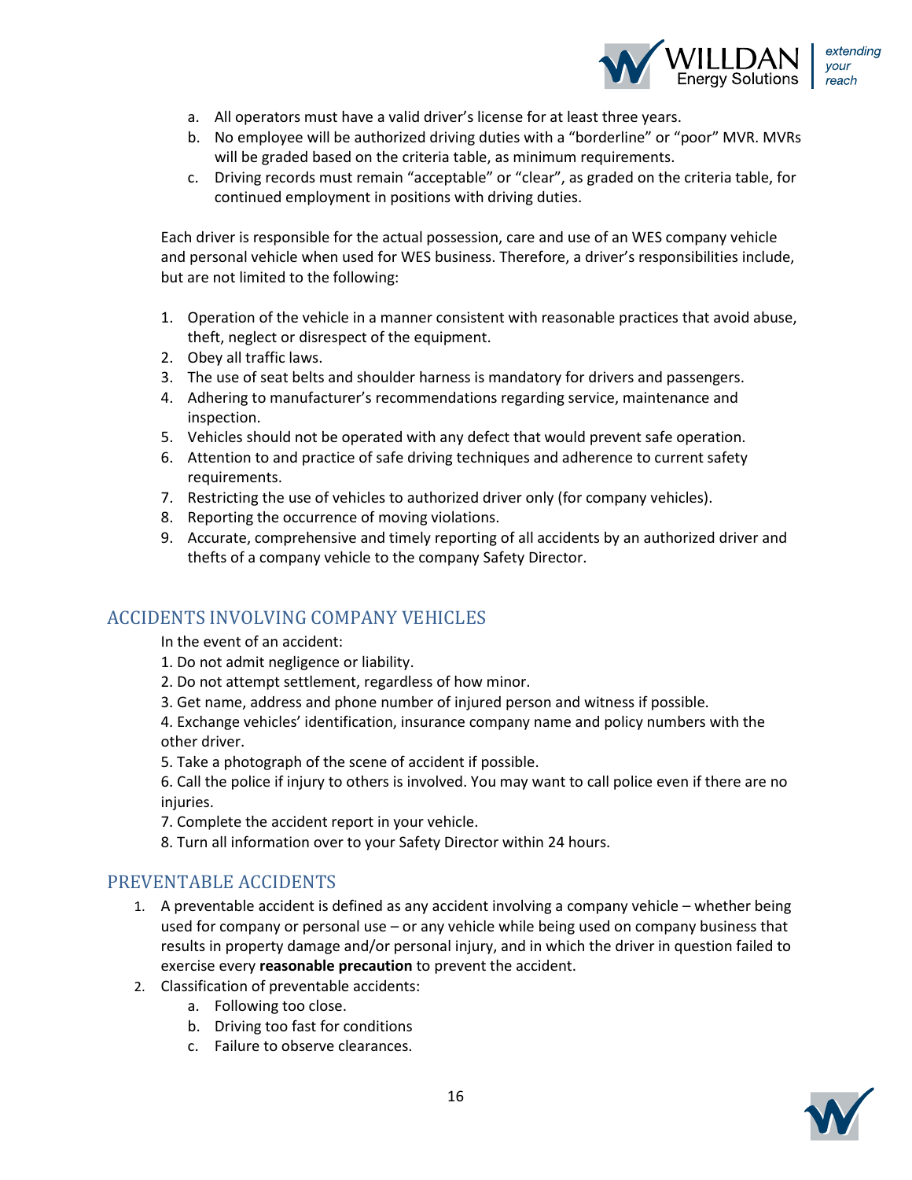a. All operators must have a valid driver's license for at least three years.
b. No employee will be authorized driving duties with a "borderline" or "poor" MVR. MVRs will be graded based on the criteria table, as minimum requirements.
c. Driving records must remain "acceptable" or "clear", as graded on the criteria table, for continued employment in positions with driving duties.

Each driver is responsible for the actual possession, care and use of an WES company vehicle and personal vehicle when used for WES business. Therefore, a driver's responsibilities include, but are not limited to the following:

1. Operation of the vehicle in a manner consistent with reasonable practices that avoid abuse, theft, neglect or disrespect of the equipment.
2. Obey all traffic laws.
3. The use of seat belts and shoulder harness is mandatory for drivers and passengers.
4. Adhering to manufacturer's recommendations regarding service, maintenance and inspection.
5. Vehicles should not be operated with any defect that would prevent safe operation.
6. Attention to and practice of safe driving techniques and adherence to current safety requirements.
7. Restricting the use of vehicles to authorized driver only (for company vehicles).
8. Reporting the occurrence of moving violations.
9. Accurate, comprehensive and timely reporting of all accidents by an authorized driver and thefts of a company vehicle to the company Safety Director.

## ACCIDENTS INVOLVING COMPANY VEHICLES

In the event of an accident:

1. Do not admit negligence or liability.
2. Do not attempt settlement, regardless of how minor.
3. Get name, address and phone number of injured person and witness if possible.
4. Exchange vehicles' identification, insurance company name and policy numbers with the other driver.
5. Take a photograph of the scene of accident if possible.
6. Call the police if injury to others is involved. You may want to call police even if there are no injuries.
7. Complete the accident report in your vehicle.
8. Turn all information over to your Safety Director within 24 hours.

## PREVENTABLE ACCIDENTS

1. A preventable accident is defined as any accident involving a company vehicle – whether being used for company or personal use – or any vehicle while being used on company business that results in property damage and/or personal injury, and in which the driver in question failed to exercise every **reasonable precaution** to prevent the accident.
2. Classification of preventable accidents:
   a. Following too close.
   b. Driving too fast for conditions
   c. Failure to observe clearances.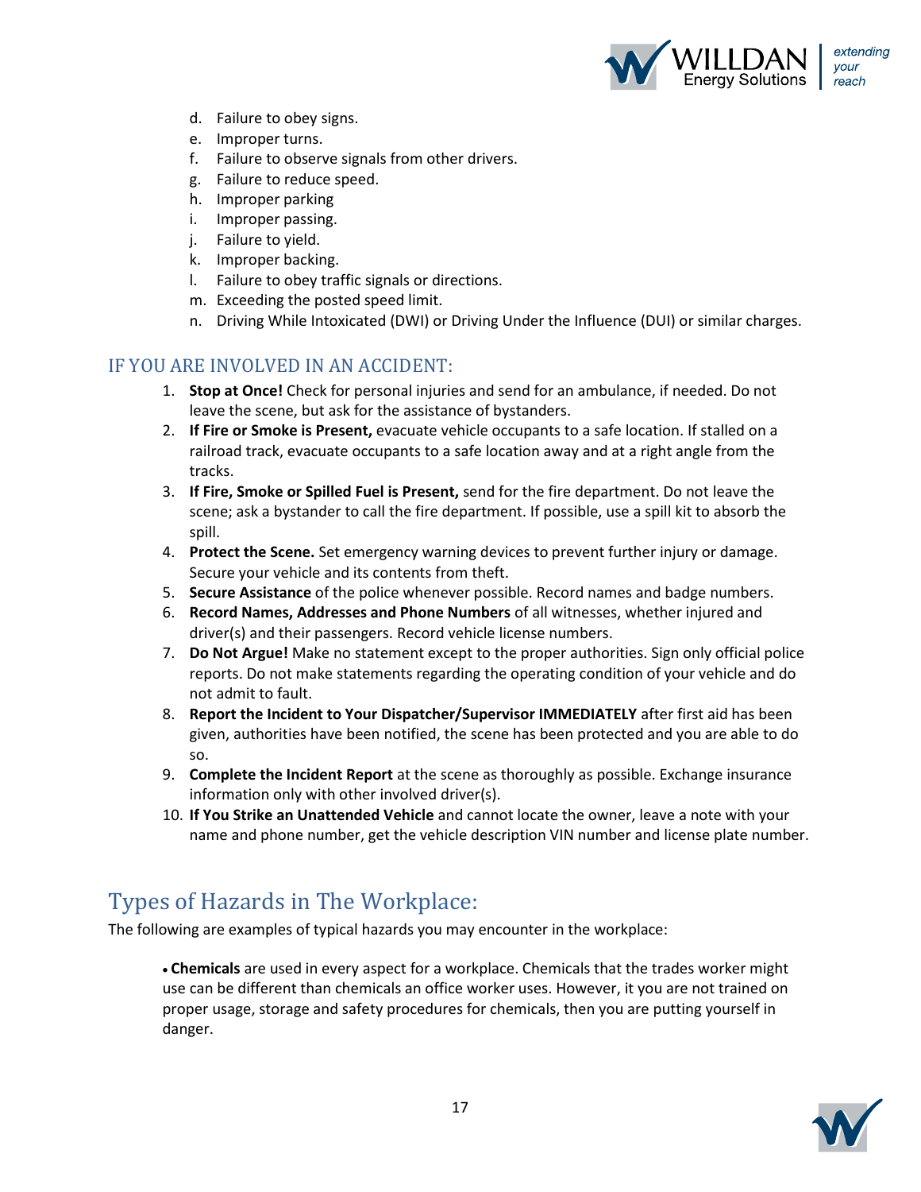d. Failure to obey signs.
e. Improper turns.
f. Failure to observe signals from other drivers.
g. Failure to reduce speed.
h. Improper parking
i. Improper passing.
j. Failure to yield.
k. Improper backing.
l. Failure to obey traffic signals or directions.
m. Exceeding the posted speed limit.
n. Driving While Intoxicated (DWI) or Driving Under the Influence (DUI) or similar charges.

### IF YOU ARE INVOLVED IN AN ACCIDENT:

1. **Stop at Once!** Check for personal injuries and send for an ambulance, if needed. Do not leave the scene, but ask for the assistance of bystanders.
2. **If Fire or Smoke is Present,** evacuate vehicle occupants to a safe location. If stalled on a railroad track, evacuate occupants to a safe location away and at a right angle from the tracks.
3. **If Fire, Smoke or Spilled Fuel is Present,** send for the fire department. Do not leave the scene; ask a bystander to call the fire department. If possible, use a spill kit to absorb the spill.
4. **Protect the Scene.** Set emergency warning devices to prevent further injury or damage. Secure your vehicle and its contents from theft.
5. **Secure Assistance** of the police whenever possible. Record names and badge numbers.
6. **Record Names, Addresses and Phone Numbers** of all witnesses, whether injured and driver(s) and their passengers. Record vehicle license numbers.
7. **Do Not Argue!** Make no statement except to the proper authorities. Sign only official police reports. Do not make statements regarding the operating condition of your vehicle and do not admit to fault.
8. **Report the Incident to Your Dispatcher/Supervisor IMMEDIATELY** after first aid has been given, authorities have been notified, the scene has been protected and you are able to do so.
9. **Complete the Incident Report** at the scene as thoroughly as possible. Exchange insurance information only with other involved driver(s).
10. **If You Strike an Unattended Vehicle** and cannot locate the owner, leave a note with your name and phone number, get the vehicle description VIN number and license plate number.

## Types of Hazards in The Workplace:

The following are examples of typical hazards you may encounter in the workplace:

- **Chemicals** are used in every aspect for a workplace. Chemicals that the trades worker might use can be different than chemicals an office worker uses. However, it you are not trained on proper usage, storage and safety procedures for chemicals, then you are putting yourself in danger.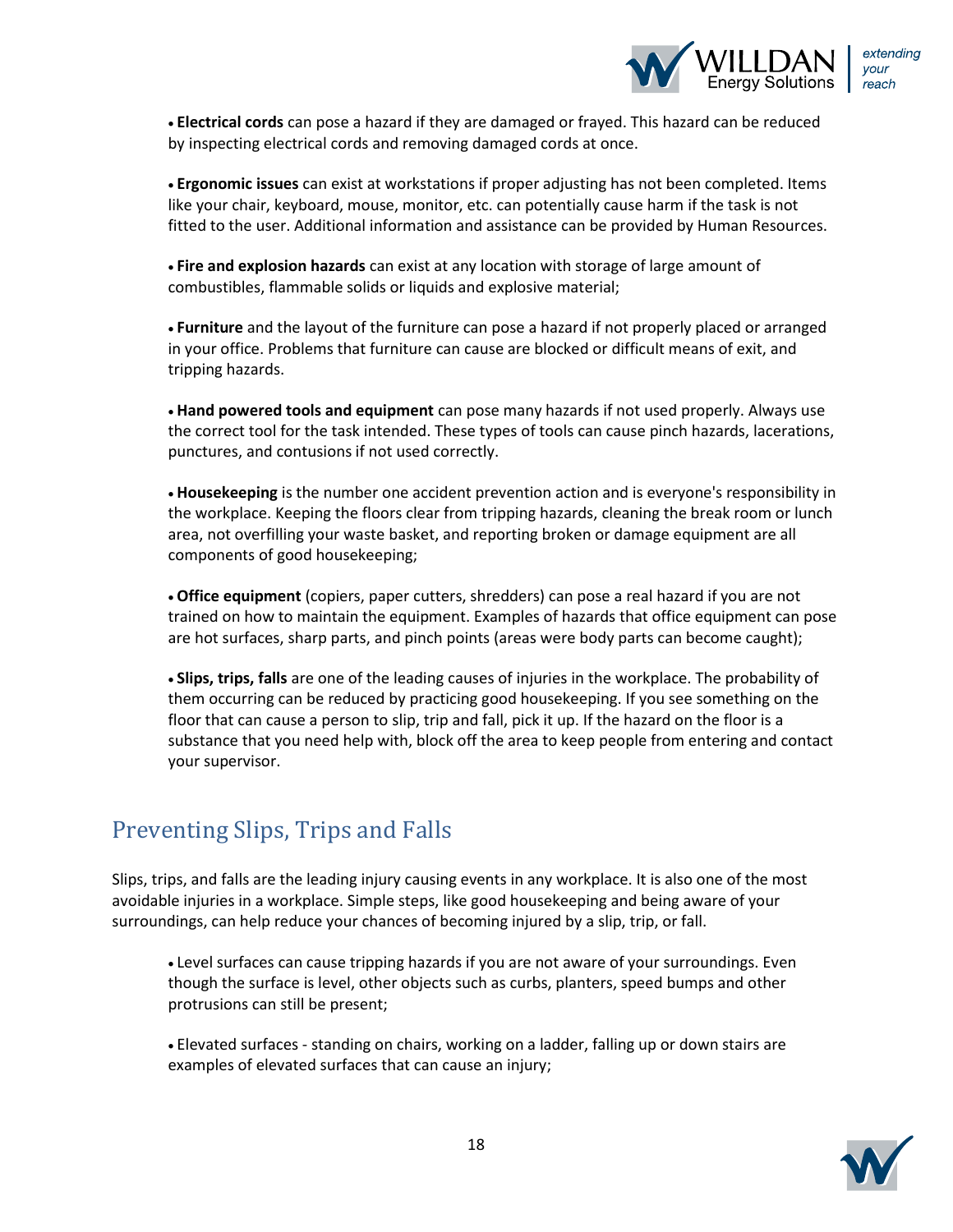- **Electrical cords** can pose a hazard if they are damaged or frayed. This hazard can be reduced by inspecting electrical cords and removing damaged cords at once.

- **Ergonomic issues** can exist at workstations if proper adjusting has not been completed. Items like your chair, keyboard, mouse, monitor, etc. can potentially cause harm if the task is not fitted to the user. Additional information and assistance can be provided by Human Resources.

- **Fire and explosion hazards** can exist at any location with storage of large amount of combustibles, flammable solids or liquids and explosive material;

- **Furniture** and the layout of the furniture can pose a hazard if not properly placed or arranged in your office. Problems that furniture can cause are blocked or difficult means of exit, and tripping hazards.

- **Hand powered tools and equipment** can pose many hazards if not used properly. Always use the correct tool for the task intended. These types of tools can cause pinch hazards, lacerations, punctures, and contusions if not used correctly.

- **Housekeeping** is the number one accident prevention action and is everyone's responsibility in the workplace. Keeping the floors clear from tripping hazards, cleaning the break room or lunch area, not overfilling your waste basket, and reporting broken or damage equipment are all components of good housekeeping;

- **Office equipment** (copiers, paper cutters, shredders) can pose a real hazard if you are not trained on how to maintain the equipment. Examples of hazards that office equipment can pose are hot surfaces, sharp parts, and pinch points (areas were body parts can become caught);

- **Slips, trips, falls** are one of the leading causes of injuries in the workplace. The probability of them occurring can be reduced by practicing good housekeeping. If you see something on the floor that can cause a person to slip, trip and fall, pick it up. If the hazard on the floor is a substance that you need help with, block off the area to keep people from entering and contact your supervisor.

## Preventing Slips, Trips and Falls

Slips, trips, and falls are the leading injury causing events in any workplace. It is also one of the most avoidable injuries in a workplace. Simple steps, like good housekeeping and being aware of your surroundings, can help reduce your chances of becoming injured by a slip, trip, or fall.

- Level surfaces can cause tripping hazards if you are not aware of your surroundings. Even though the surface is level, other objects such as curbs, planters, speed bumps and other protrusions can still be present;

- Elevated surfaces - standing on chairs, working on a ladder, falling up or down stairs are examples of elevated surfaces that can cause an injury;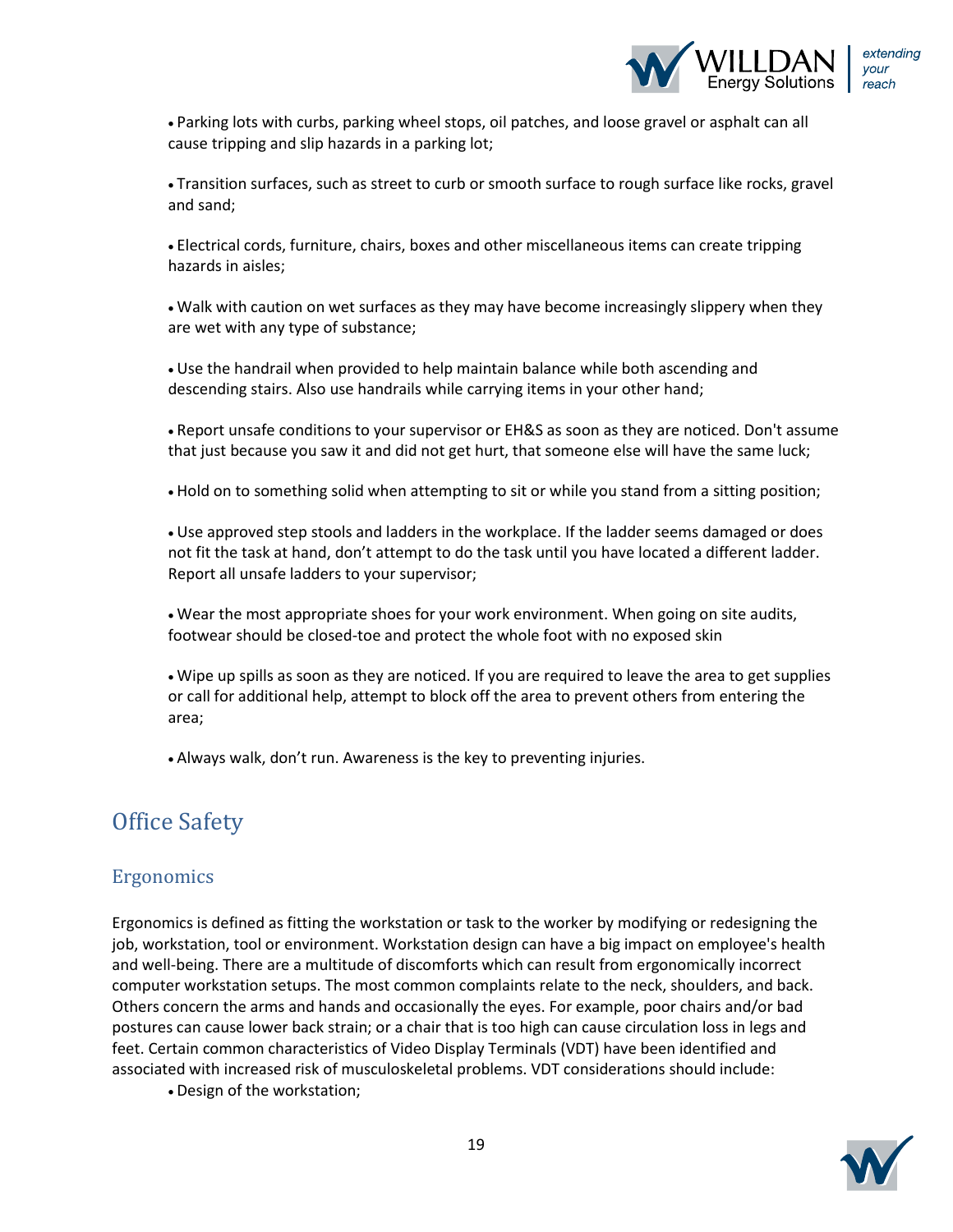- Parking lots with curbs, parking wheel stops, oil patches, and loose gravel or asphalt can all cause tripping and slip hazards in a parking lot;

- Transition surfaces, such as street to curb or smooth surface to rough surface like rocks, gravel and sand;

- Electrical cords, furniture, chairs, boxes and other miscellaneous items can create tripping hazards in aisles;

- Walk with caution on wet surfaces as they may have become increasingly slippery when they are wet with any type of substance;

- Use the handrail when provided to help maintain balance while both ascending and descending stairs. Also use handrails while carrying items in your other hand;

- Report unsafe conditions to your supervisor or EH&S as soon as they are noticed. Don't assume that just because you saw it and did not get hurt, that someone else will have the same luck;

- Hold on to something solid when attempting to sit or while you stand from a sitting position;

- Use approved step stools and ladders in the workplace. If the ladder seems damaged or does not fit the task at hand, don't attempt to do the task until you have located a different ladder. Report all unsafe ladders to your supervisor;

- Wear the most appropriate shoes for your work environment. When going on site audits, footwear should be closed-toe and protect the whole foot with no exposed skin

- Wipe up spills as soon as they are noticed. If you are required to leave the area to get supplies or call for additional help, attempt to block off the area to prevent others from entering the area;

- Always walk, don't run. Awareness is the key to preventing injuries.

# Office Safety

## Ergonomics

Ergonomics is defined as fitting the workstation or task to the worker by modifying or redesigning the job, workstation, tool or environment. Workstation design can have a big impact on employee's health and well-being. There are a multitude of discomforts which can result from ergonomically incorrect computer workstation setups. The most common complaints relate to the neck, shoulders, and back. Others concern the arms and hands and occasionally the eyes. For example, poor chairs and/or bad postures can cause lower back strain; or a chair that is too high can cause circulation loss in legs and feet. Certain common characteristics of Video Display Terminals (VDT) have been identified and associated with increased risk of musculoskeletal problems. VDT considerations should include:

- Design of the workstation;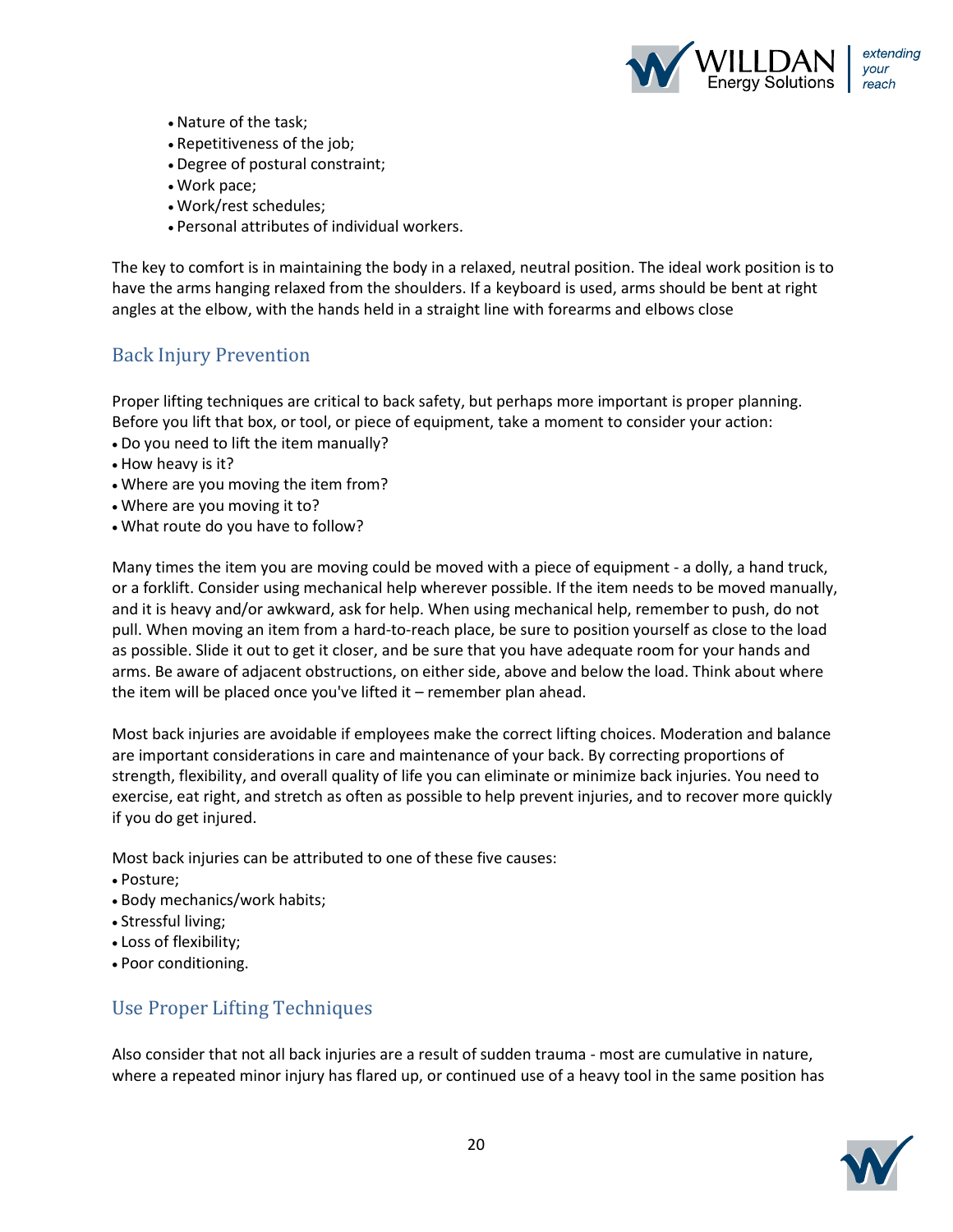- Nature of the task;
- Repetitiveness of the job;
- Degree of postural constraint;
- Work pace;
- Work/rest schedules;
- Personal attributes of individual workers.

The key to comfort is in maintaining the body in a relaxed, neutral position. The ideal work position is to have the arms hanging relaxed from the shoulders. If a keyboard is used, arms should be bent at right angles at the elbow, with the hands held in a straight line with forearms and elbows close

## Back Injury Prevention

Proper lifting techniques are critical to back safety, but perhaps more important is proper planning. Before you lift that box, or tool, or piece of equipment, take a moment to consider your action:

- Do you need to lift the item manually?
- How heavy is it?
- Where are you moving the item from?
- Where are you moving it to?
- What route do you have to follow?

Many times the item you are moving could be moved with a piece of equipment - a dolly, a hand truck, or a forklift. Consider using mechanical help wherever possible. If the item needs to be moved manually, and it is heavy and/or awkward, ask for help. When using mechanical help, remember to push, do not pull. When moving an item from a hard-to-reach place, be sure to position yourself as close to the load as possible. Slide it out to get it closer, and be sure that you have adequate room for your hands and arms. Be aware of adjacent obstructions, on either side, above and below the load. Think about where the item will be placed once you've lifted it – remember plan ahead.

Most back injuries are avoidable if employees make the correct lifting choices. Moderation and balance are important considerations in care and maintenance of your back. By correcting proportions of strength, flexibility, and overall quality of life you can eliminate or minimize back injuries. You need to exercise, eat right, and stretch as often as possible to help prevent injuries, and to recover more quickly if you do get injured.

Most back injuries can be attributed to one of these five causes:

- Posture;
- Body mechanics/work habits;
- Stressful living;
- Loss of flexibility;
- Poor conditioning.

## Use Proper Lifting Techniques

Also consider that not all back injuries are a result of sudden trauma - most are cumulative in nature, where a repeated minor injury has flared up, or continued use of a heavy tool in the same position has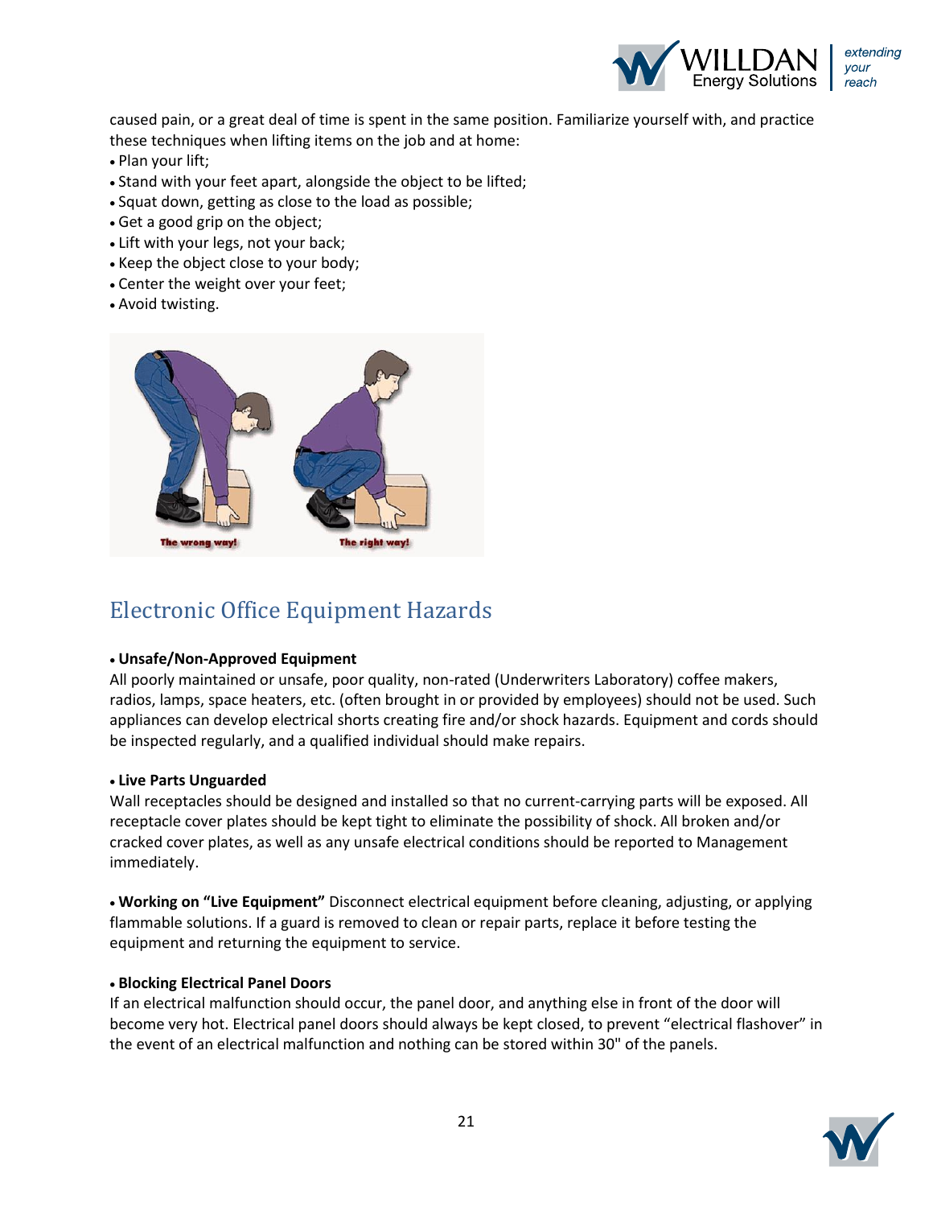caused pain, or a great deal of time is spent in the same position. Familiarize yourself with, and practice these techniques when lifting items on the job and at home:

- Plan your lift;
- Stand with your feet apart, alongside the object to be lifted;
- Squat down, getting as close to the load as possible;
- Get a good grip on the object;
- Lift with your legs, not your back;
- Keep the object close to your body;
- Center the weight over your feet;
- Avoid twisting.

The wrong way! The right way!

## Electronic Office Equipment Hazards

- **Unsafe/Non-Approved Equipment**

All poorly maintained or unsafe, poor quality, non-rated (Underwriters Laboratory) coffee makers, radios, lamps, space heaters, etc. (often brought in or provided by employees) should not be used. Such appliances can develop electrical shorts creating fire and/or shock hazards. Equipment and cords should be inspected regularly, and a qualified individual should make repairs.

- **Live Parts Unguarded**

Wall receptacles should be designed and installed so that no current-carrying parts will be exposed. All receptacle cover plates should be kept tight to eliminate the possibility of shock. All broken and/or cracked cover plates, as well as any unsafe electrical conditions should be reported to Management immediately.

- **Working on "Live Equipment"** Disconnect electrical equipment before cleaning, adjusting, or applying flammable solutions. If a guard is removed to clean or repair parts, replace it before testing the equipment and returning the equipment to service.

- **Blocking Electrical Panel Doors**

If an electrical malfunction should occur, the panel door, and anything else in front of the door will become very hot. Electrical panel doors should always be kept closed, to prevent "electrical flashover" in the event of an electrical malfunction and nothing can be stored within 30" of the panels.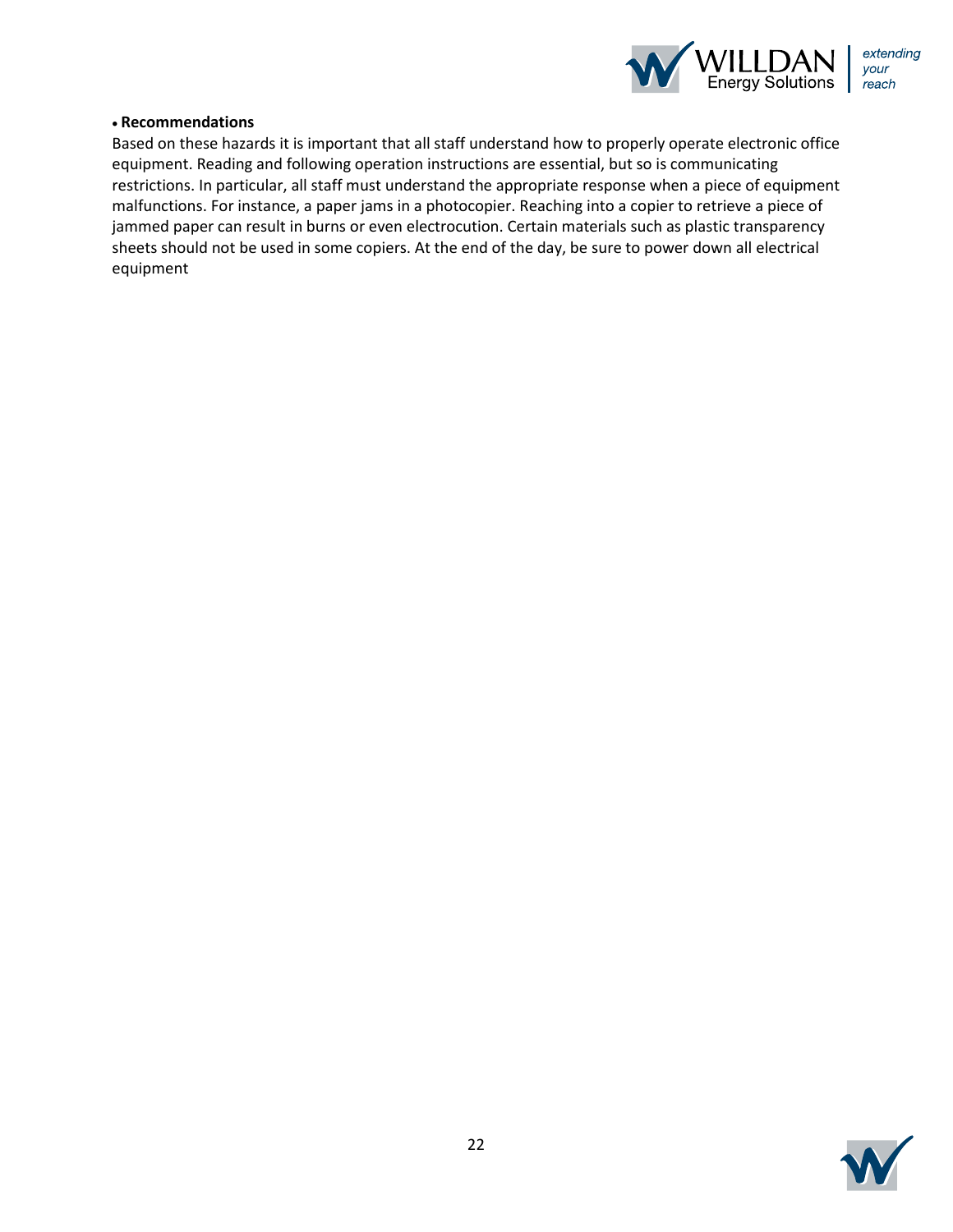- **Recommendations**

Based on these hazards it is important that all staff understand how to properly operate electronic office equipment. Reading and following operation instructions are essential, but so is communicating restrictions. In particular, all staff must understand the appropriate response when a piece of equipment malfunctions. For instance, a paper jams in a photocopier. Reaching into a copier to retrieve a piece of jammed paper can result in burns or even electrocution. Certain materials such as plastic transparency sheets should not be used in some copiers. At the end of the day, be sure to power down all electrical equipment